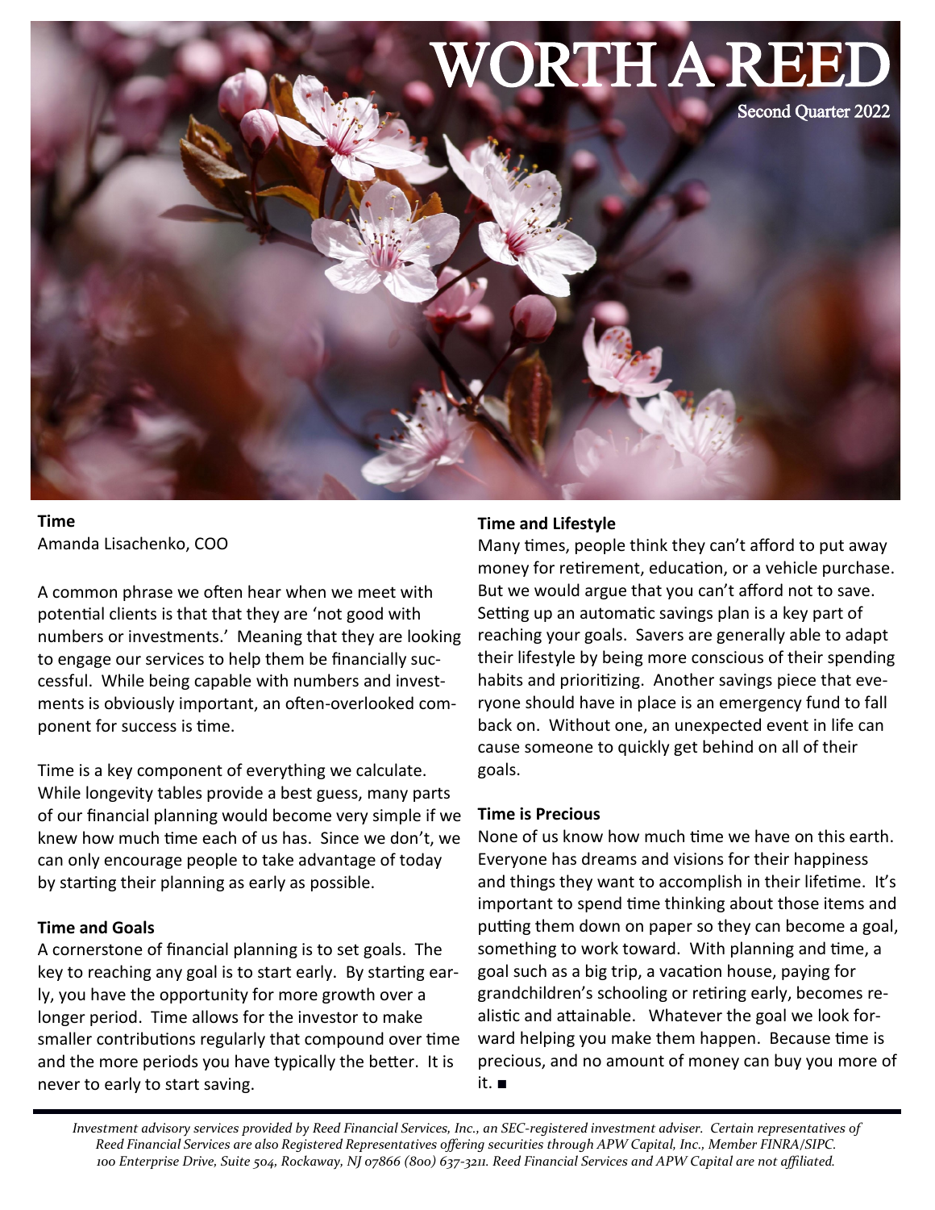# WORTH A REED

Second Quarter 2022

## Time

Amanda Lisachenko, COO

A common phrase we often hear when we meet with potential clients is that that they are 'not good with numbers or investments.' Meaning that they are looking to engage our services to help them be financially successful. While being capable with numbers and investments is obviously important, an often-overlooked component for success is time.

Time is a key component of everything we calculate. While longevity tables provide a best guess, many parts of our financial planning would become very simple if we knew how much time each of us has. Since we don't, we can only encourage people to take advantage of today by starting their planning as early as possible.

### Time and Goals

A cornerstone of financial planning is to set goals. The key to reaching any goal is to start early. By starting early, you have the opportunity for more growth over a longer period. Time allows for the investor to make smaller contributions regularly that compound over time and the more periods you have typically the better. It is never to early to start saving.

### Time and Lifestyle

Many times, people think they can't afford to put away money for retirement, education, or a vehicle purchase. But we would argue that you can't afford not to save. Setting up an automatic savings plan is a key part of reaching your goals. Savers are generally able to adapt their lifestyle by being more conscious of their spending habits and prioritizing. Another savings piece that everyone should have in place is an emergency fund to fall back on. Without one, an unexpected event in life can cause someone to quickly get behind on all of their goals.

### Time is Precious

None of us know how much time we have on this earth. Everyone has dreams and visions for their happiness and things they want to accomplish in their lifetime. It's important to spend time thinking about those items and putting them down on paper so they can become a goal, something to work toward. With planning and time, a goal such as a big trip, a vacation house, paying for grandchildren's schooling or retiring early, becomes realistic and attainable. Whatever the goal we look forward helping you make them happen. Because time is precious, and no amount of money can buy you more of it. ■

---

*Investment advisory services provided by Reed Financial Services, Inc., an SEC-registered investment adviser. Certain representatives of Reed Financial Services are also Registered Representatives offering securities through APW Capital, Inc., Member FINRA/SIPC. 100 Enterprise Drive, Suite 504, Rockaway, NJ 07866 (800) 637-3211. Reed Financial Services and APW Capital are not affiliated.*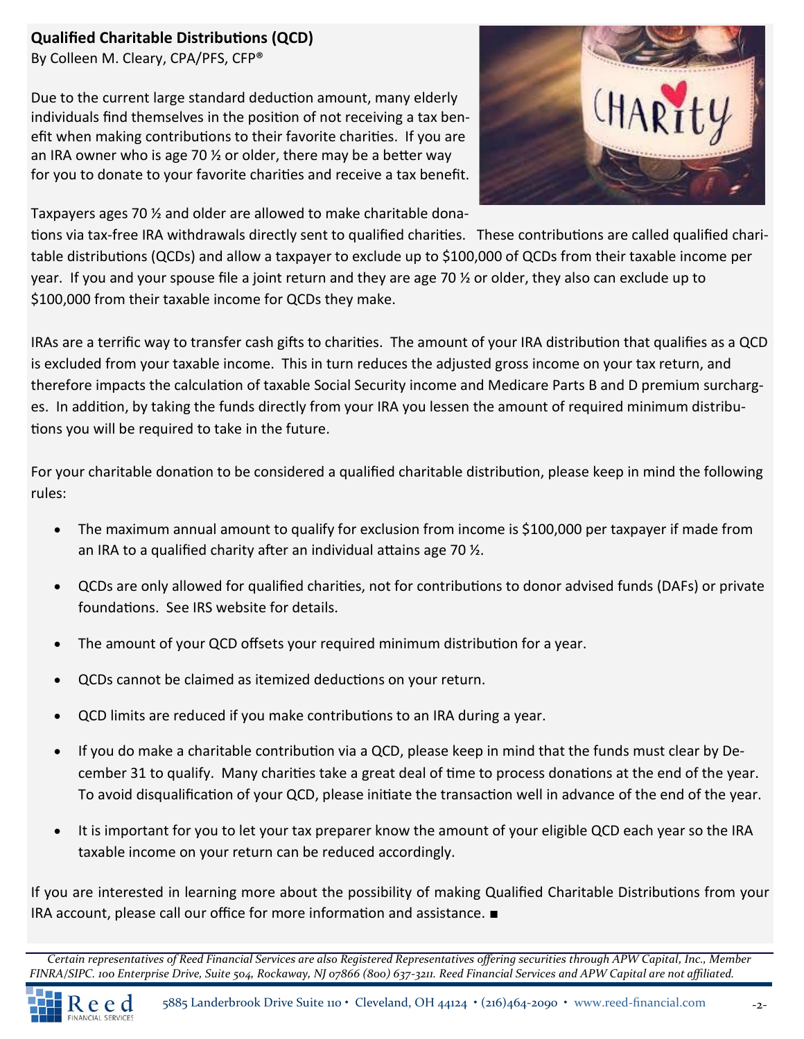## Qualified Charitable Distributions (QCD)

By Colleen M. Cleary, CPA/PFS, CFP®

Due to the current large standard deduction amount, many elderly individuals find themselves in the position of not receiving a tax benefit when making contributions to their favorite charities. If you are an IRA owner who is age 70 ½ or older, there may be a better way for you to donate to your favorite charities and receive a tax benefit.

Taxpayers ages 70 ½ and older are allowed to make charitable donations via tax-free IRA withdrawals directly sent to qualified charities. These contributions are called qualified charitable distributions (QCDs) and allow a taxpayer to exclude up to $100,000 of QCDs from their taxable income per year. If you and your spouse file a joint return and they are age 70 ½ or older, they also can exclude up to $100,000 from their taxable income for QCDs they make.

IRAs are a terrific way to transfer cash gifts to charities. The amount of your IRA distribution that qualifies as a QCD is excluded from your taxable income. This in turn reduces the adjusted gross income on your tax return, and therefore impacts the calculation of taxable Social Security income and Medicare Parts B and D premium surcharges. In addition, by taking the funds directly from your IRA you lessen the amount of required minimum distributions you will be required to take in the future.

For your charitable donation to be considered a qualified charitable distribution, please keep in mind the following rules:

- The maximum annual amount to qualify for exclusion from income is $100,000 per taxpayer if made from an IRA to a qualified charity after an individual attains age 70 ½.
- QCDs are only allowed for qualified charities, not for contributions to donor advised funds (DAFs) or private foundations. See IRS website for details.
- The amount of your QCD offsets your required minimum distribution for a year.
- QCDs cannot be claimed as itemized deductions on your return.
- QCD limits are reduced if you make contributions to an IRA during a year.
- If you do make a charitable contribution via a QCD, please keep in mind that the funds must clear by December 31 to qualify. Many charities take a great deal of time to process donations at the end of the year. To avoid disqualification of your QCD, please initiate the transaction well in advance of the end of the year.
- It is important for you to let your tax preparer know the amount of your eligible QCD each year so the IRA taxable income on your return can be reduced accordingly.

If you are interested in learning more about the possibility of making Qualified Charitable Distributions from your IRA account, please call our office for more information and assistance. ■

*Certain representatives of Reed Financial Services are also Registered Representatives offering securities through APW Capital, Inc., Member FINRA/SIPC. 100 Enterprise Drive, Suite 504, Rockaway, NJ 07866 (800) 637-3211. Reed Financial Services and APW Capital are not affiliated.*

Reed Financial Services 5885 Landerbrook Drive Suite 110 • Cleveland, OH 44124 • (216)464-2090 • www.reed-financial.com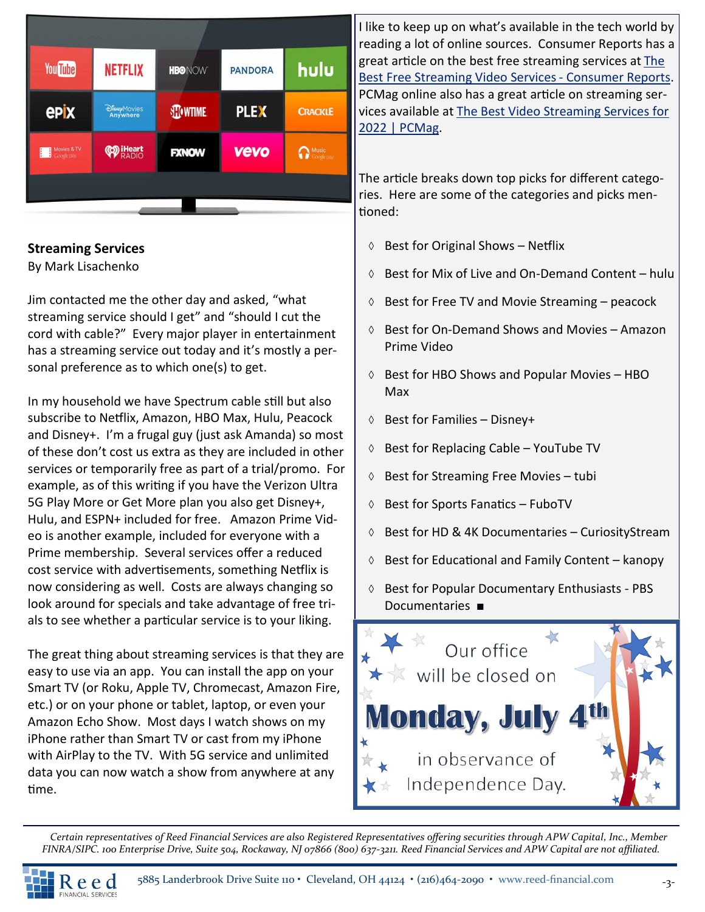## Streaming Services

By Mark Lisachenko

Jim contacted me the other day and asked, "what streaming service should I get" and "should I cut the cord with cable?" Every major player in entertainment has a streaming service out today and it's mostly a personal preference as to which one(s) to get.

In my household we have Spectrum cable still but also subscribe to Netflix, Amazon, HBO Max, Hulu, Peacock and Disney+. I'm a frugal guy (just ask Amanda) so most of these don't cost us extra as they are included in other services or temporarily free as part of a trial/promo. For example, as of this writing if you have the Verizon Ultra 5G Play More or Get More plan you also get Disney+, Hulu, and ESPN+ included for free. Amazon Prime Video is another example, included for everyone with a Prime membership. Several services offer a reduced cost service with advertisements, something Netflix is now considering as well. Costs are always changing so look around for specials and take advantage of free trials to see whether a particular service is to your liking.

The great thing about streaming services is that they are easy to use via an app. You can install the app on your Smart TV (or Roku, Apple TV, Chromecast, Amazon Fire, etc.) or on your phone or tablet, laptop, or even your Amazon Echo Show. Most days I watch shows on my iPhone rather than Smart TV or cast from my iPhone with AirPlay to the TV. With 5G service and unlimited data you can now watch a show from anywhere at any time.

I like to keep up on what's available in the tech world by reading a lot of online sources. Consumer Reports has a great article on the best free streaming services at The Best Free Streaming Video Services - Consumer Reports. PCMag online also has a great article on streaming services available at The Best Video Streaming Services for 2022 | PCMag.

The article breaks down top picks for different categories. Here are some of the categories and picks mentioned:

- Best for Original Shows – Netflix
- Best for Mix of Live and On-Demand Content – hulu
- Best for Free TV and Movie Streaming – peacock
- Best for On-Demand Shows and Movies – Amazon Prime Video
- Best for HBO Shows and Popular Movies – HBO Max
- Best for Families – Disney+
- Best for Replacing Cable – YouTube TV
- Best for Streaming Free Movies – tubi
- Best for Sports Fanatics – FuboTV
- Best for HD & 4K Documentaries – CuriosityStream
- Best for Educational and Family Content – kanopy
- Best for Popular Documentary Enthusiasts - PBS Documentaries ■

Our office will be closed on

**Monday, July 4th**

in observance of Independence Day.

*Certain representatives of Reed Financial Services are also Registered Representatives offering securities through APW Capital, Inc., Member FINRA/SIPC. 100 Enterprise Drive, Suite 504, Rockaway, NJ 07866 (800) 637-3211. Reed Financial Services and APW Capital are not affiliated.*

5885 Landerbrook Drive Suite 110 • Cleveland, OH 44124 • (216)464-2090 • www.reed-financial.com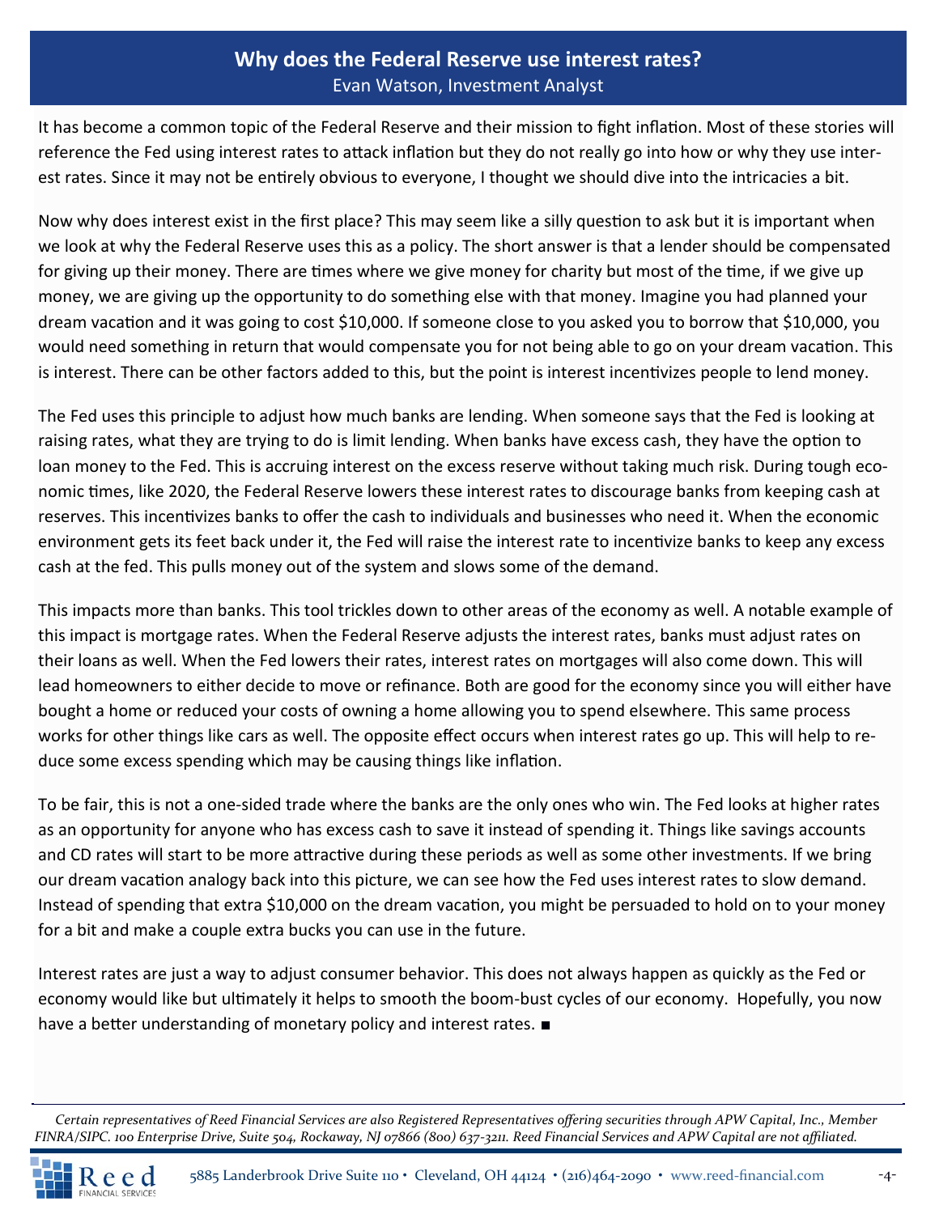## Why does the Federal Reserve use interest rates?

Evan Watson, Investment Analyst

It has become a common topic of the Federal Reserve and their mission to fight inflation. Most of these stories will reference the Fed using interest rates to attack inflation but they do not really go into how or why they use interest rates. Since it may not be entirely obvious to everyone, I thought we should dive into the intricacies a bit.

Now why does interest exist in the first place? This may seem like a silly question to ask but it is important when we look at why the Federal Reserve uses this as a policy. The short answer is that a lender should be compensated for giving up their money. There are times where we give money for charity but most of the time, if we give up money, we are giving up the opportunity to do something else with that money. Imagine you had planned your dream vacation and it was going to cost $10,000. If someone close to you asked you to borrow that $10,000, you would need something in return that would compensate you for not being able to go on your dream vacation. This is interest. There can be other factors added to this, but the point is interest incentivizes people to lend money.

The Fed uses this principle to adjust how much banks are lending. When someone says that the Fed is looking at raising rates, what they are trying to do is limit lending. When banks have excess cash, they have the option to loan money to the Fed. This is accruing interest on the excess reserve without taking much risk. During tough economic times, like 2020, the Federal Reserve lowers these interest rates to discourage banks from keeping cash at reserves. This incentivizes banks to offer the cash to individuals and businesses who need it. When the economic environment gets its feet back under it, the Fed will raise the interest rate to incentivize banks to keep any excess cash at the fed. This pulls money out of the system and slows some of the demand.

This impacts more than banks. This tool trickles down to other areas of the economy as well. A notable example of this impact is mortgage rates. When the Federal Reserve adjusts the interest rates, banks must adjust rates on their loans as well. When the Fed lowers their rates, interest rates on mortgages will also come down. This will lead homeowners to either decide to move or refinance. Both are good for the economy since you will either have bought a home or reduced your costs of owning a home allowing you to spend elsewhere. This same process works for other things like cars as well. The opposite effect occurs when interest rates go up. This will help to reduce some excess spending which may be causing things like inflation.

To be fair, this is not a one-sided trade where the banks are the only ones who win. The Fed looks at higher rates as an opportunity for anyone who has excess cash to save it instead of spending it. Things like savings accounts and CD rates will start to be more attractive during these periods as well as some other investments. If we bring our dream vacation analogy back into this picture, we can see how the Fed uses interest rates to slow demand. Instead of spending that extra $10,000 on the dream vacation, you might be persuaded to hold on to your money for a bit and make a couple extra bucks you can use in the future.

Interest rates are just a way to adjust consumer behavior. This does not always happen as quickly as the Fed or economy would like but ultimately it helps to smooth the boom-bust cycles of our economy. Hopefully, you now have a better understanding of monetary policy and interest rates. ■

*Certain representatives of Reed Financial Services are also Registered Representatives offering securities through APW Capital, Inc., Member FINRA/SIPC. 100 Enterprise Drive, Suite 504, Rockaway, NJ 07866 (800) 637-3211. Reed Financial Services and APW Capital are not affiliated.*

5885 Landerbrook Drive Suite 110 • Cleveland, OH 44124 • (216)464-2090 • www.reed-financial.com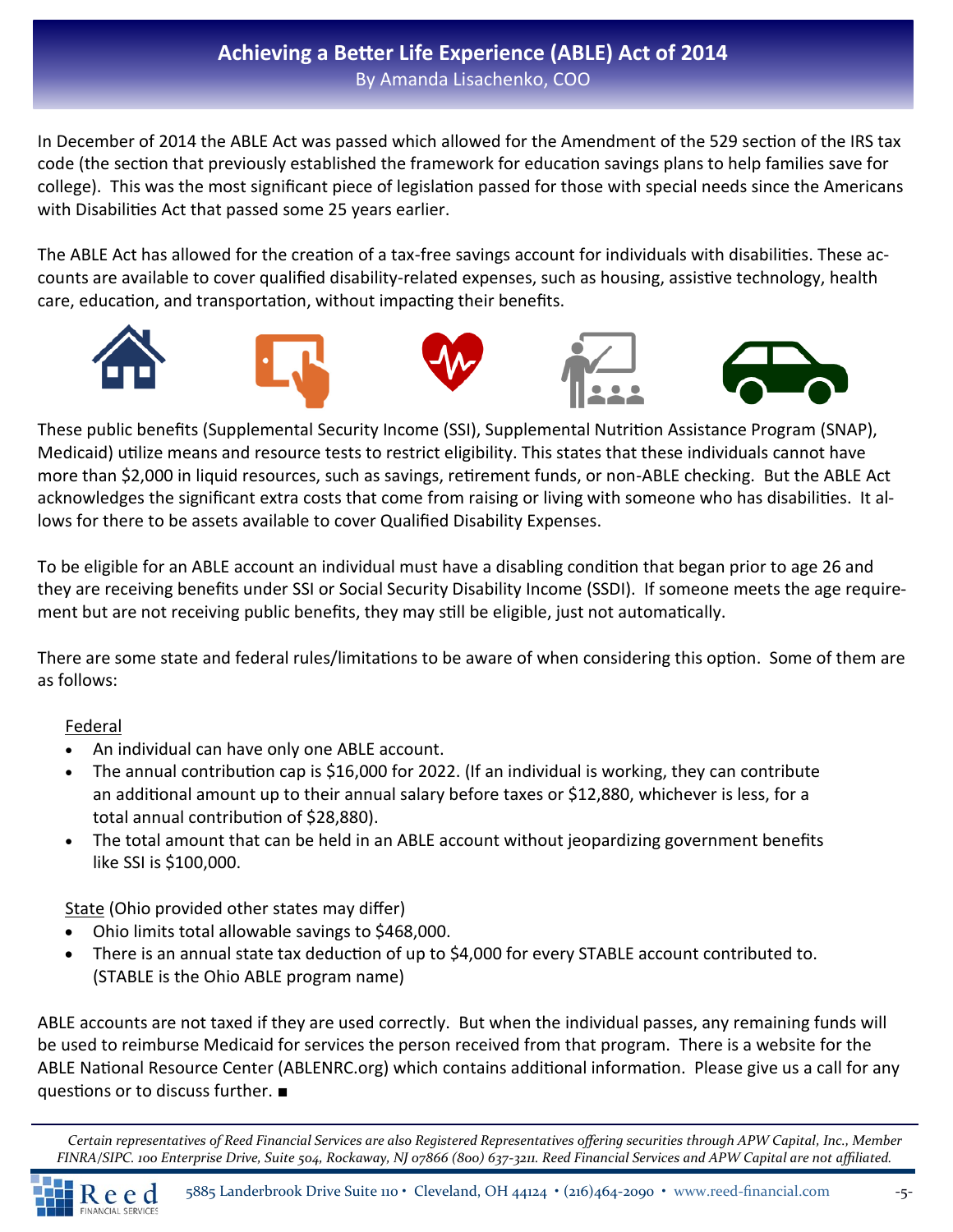# Achieving a Better Life Experience (ABLE) Act of 2014

By Amanda Lisachenko, COO

In December of 2014 the ABLE Act was passed which allowed for the Amendment of the 529 section of the IRS tax code (the section that previously established the framework for education savings plans to help families save for college). This was the most significant piece of legislation passed for those with special needs since the Americans with Disabilities Act that passed some 25 years earlier.

The ABLE Act has allowed for the creation of a tax-free savings account for individuals with disabilities. These accounts are available to cover qualified disability-related expenses, such as housing, assistive technology, health care, education, and transportation, without impacting their benefits.

These public benefits (Supplemental Security Income (SSI), Supplemental Nutrition Assistance Program (SNAP), Medicaid) utilize means and resource tests to restrict eligibility. This states that these individuals cannot have more than $2,000 in liquid resources, such as savings, retirement funds, or non-ABLE checking. But the ABLE Act acknowledges the significant extra costs that come from raising or living with someone who has disabilities. It allows for there to be assets available to cover Qualified Disability Expenses.

To be eligible for an ABLE account an individual must have a disabling condition that began prior to age 26 and they are receiving benefits under SSI or Social Security Disability Income (SSDI). If someone meets the age requirement but are not receiving public benefits, they may still be eligible, just not automatically.

There are some state and federal rules/limitations to be aware of when considering this option. Some of them are as follows:

Federal

- An individual can have only one ABLE account.
- The annual contribution cap is $16,000 for 2022. (If an individual is working, they can contribute an additional amount up to their annual salary before taxes or $12,880, whichever is less, for a total annual contribution of $28,880).
- The total amount that can be held in an ABLE account without jeopardizing government benefits like SSI is $100,000.

State (Ohio provided other states may differ)

- Ohio limits total allowable savings to $468,000.
- There is an annual state tax deduction of up to $4,000 for every STABLE account contributed to. (STABLE is the Ohio ABLE program name)

ABLE accounts are not taxed if they are used correctly. But when the individual passes, any remaining funds will be used to reimburse Medicaid for services the person received from that program. There is a website for the ABLE National Resource Center (ABLENRC.org) which contains additional information. Please give us a call for any questions or to discuss further. ■

*Certain representatives of Reed Financial Services are also Registered Representatives offering securities through APW Capital, Inc., Member FINRA/SIPC. 100 Enterprise Drive, Suite 504, Rockaway, NJ 07866 (800) 637-3211. Reed Financial Services and APW Capital are not affiliated.*

Reed FINANCIAL SERVICES 5885 Landerbrook Drive Suite 110 • Cleveland, OH 44124 • (216)464-2090 • www.reed-financial.com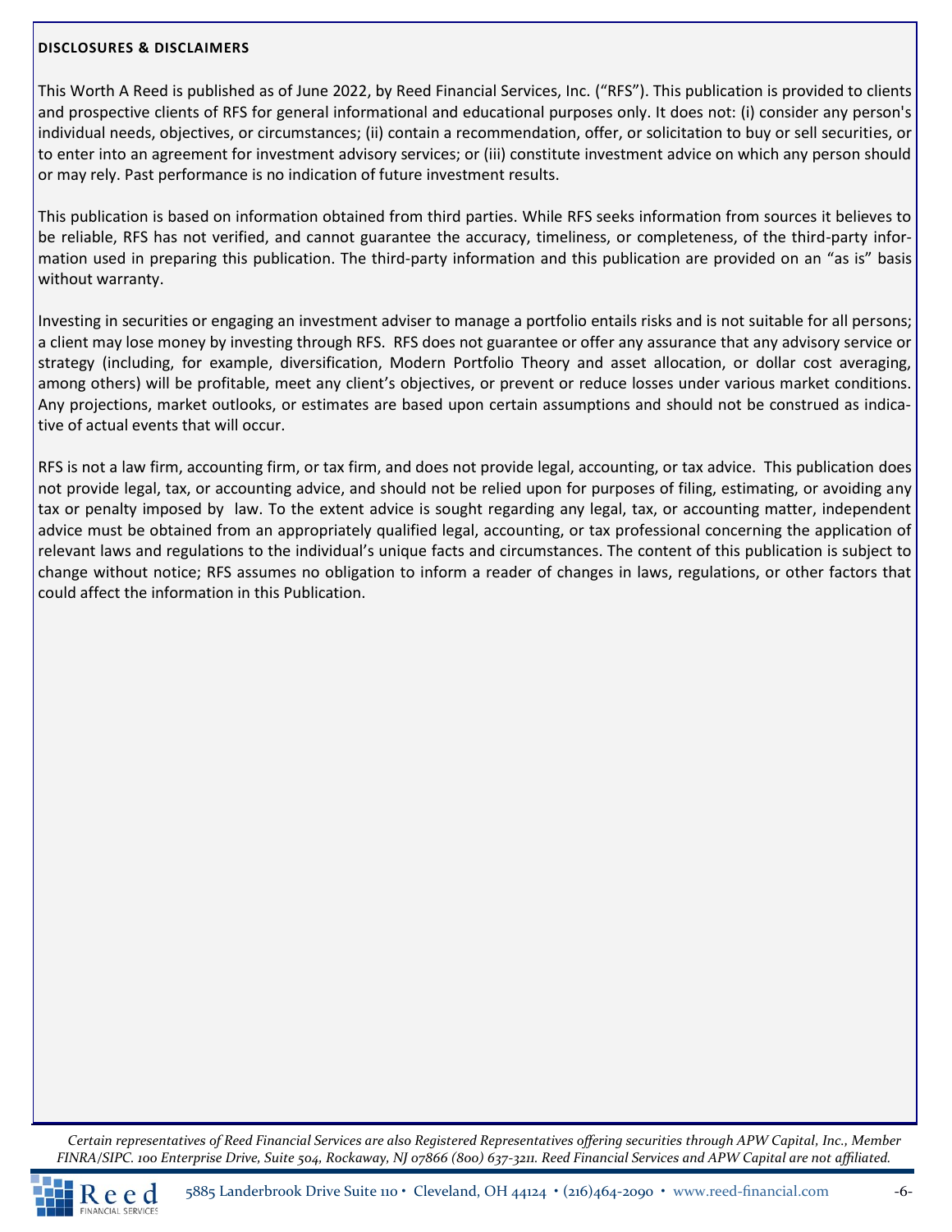**DISCLOSURES & DISCLAIMERS**

This Worth A Reed is published as of June 2022, by Reed Financial Services, Inc. ("RFS"). This publication is provided to clients and prospective clients of RFS for general informational and educational purposes only. It does not: (i) consider any person's individual needs, objectives, or circumstances; (ii) contain a recommendation, offer, or solicitation to buy or sell securities, or to enter into an agreement for investment advisory services; or (iii) constitute investment advice on which any person should or may rely. Past performance is no indication of future investment results.

This publication is based on information obtained from third parties. While RFS seeks information from sources it believes to be reliable, RFS has not verified, and cannot guarantee the accuracy, timeliness, or completeness, of the third-party information used in preparing this publication. The third-party information and this publication are provided on an "as is" basis without warranty.

Investing in securities or engaging an investment adviser to manage a portfolio entails risks and is not suitable for all persons; a client may lose money by investing through RFS. RFS does not guarantee or offer any assurance that any advisory service or strategy (including, for example, diversification, Modern Portfolio Theory and asset allocation, or dollar cost averaging, among others) will be profitable, meet any client's objectives, or prevent or reduce losses under various market conditions. Any projections, market outlooks, or estimates are based upon certain assumptions and should not be construed as indicative of actual events that will occur.

RFS is not a law firm, accounting firm, or tax firm, and does not provide legal, accounting, or tax advice. This publication does not provide legal, tax, or accounting advice, and should not be relied upon for purposes of filing, estimating, or avoiding any tax or penalty imposed by law. To the extent advice is sought regarding any legal, tax, or accounting matter, independent advice must be obtained from an appropriately qualified legal, accounting, or tax professional concerning the application of relevant laws and regulations to the individual's unique facts and circumstances. The content of this publication is subject to change without notice; RFS assumes no obligation to inform a reader of changes in laws, regulations, or other factors that could affect the information in this Publication.

*Certain representatives of Reed Financial Services are also Registered Representatives offering securities through APW Capital, Inc., Member FINRA/SIPC. 100 Enterprise Drive, Suite 504, Rockaway, NJ 07866 (800) 637-3211. Reed Financial Services and APW Capital are not affiliated.*

Reed FINANCIAL SERVICES 5885 Landerbrook Drive Suite 110 • Cleveland, OH 44124 • (216)464-2090 • www.reed-financial.com